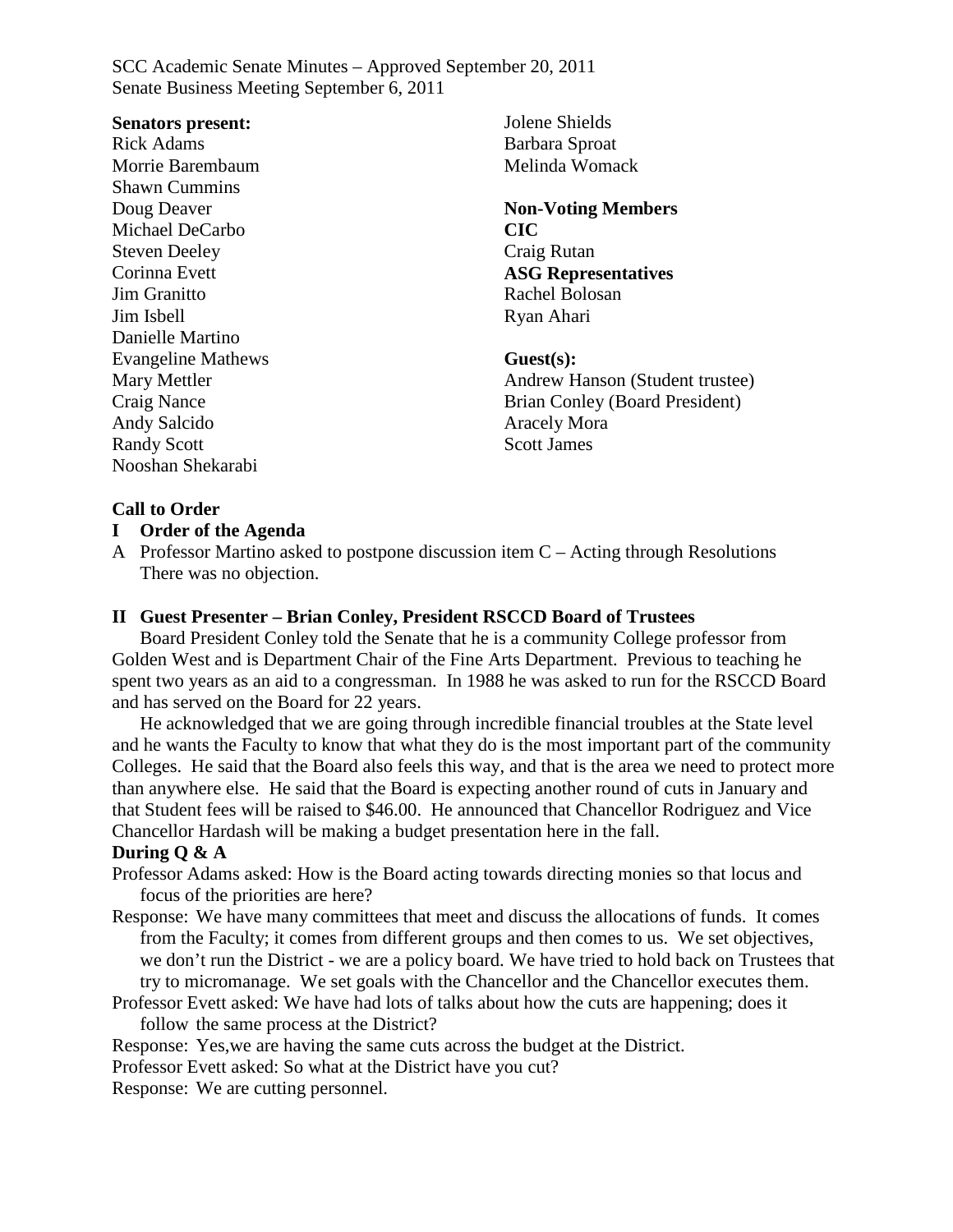SCC Academic Senate Minutes – Approved September 20, 2011
Senate Business Meeting September 6, 2011

**Senators present:**
Rick Adams
Morrie Barembaum
Shawn Cummins
Doug Deaver
Michael DeCarbo
Steven Deeley
Corinna Evett
Jim Granitto
Jim Isbell
Danielle Martino
Evangeline Mathews
Mary Mettler
Craig Nance
Andy Salcido
Randy Scott
Nooshan Shekarabi
Jolene Shields
Barbara Sproat
Melinda Womack

**Non-Voting Members**
**CIC**
Craig Rutan
**ASG Representatives**
Rachel Bolosan
Ryan Ahari

**Guest(s):**
Andrew Hanson (Student trustee)
Brian Conley (Board President)
Aracely Mora
Scott James

**Call to Order**

**I Order of the Agenda**

A Professor Martino asked to postpone discussion item C – Acting through Resolutions There was no objection.

**II Guest Presenter – Brian Conley, President RSCCD Board of Trustees**

Board President Conley told the Senate that he is a community College professor from Golden West and is Department Chair of the Fine Arts Department. Previous to teaching he spent two years as an aid to a congressman. In 1988 he was asked to run for the RSCCD Board and has served on the Board for 22 years.

He acknowledged that we are going through incredible financial troubles at the State level and he wants the Faculty to know that what they do is the most important part of the community Colleges. He said that the Board also feels this way, and that is the area we need to protect more than anywhere else. He said that the Board is expecting another round of cuts in January and that Student fees will be raised to $46.00. He announced that Chancellor Rodriguez and Vice Chancellor Hardash will be making a budget presentation here in the fall.

**During Q & A**

Professor Adams asked: How is the Board acting towards directing monies so that locus and focus of the priorities are here?

Response: We have many committees that meet and discuss the allocations of funds. It comes from the Faculty; it comes from different groups and then comes to us. We set objectives, we don't run the District - we are a policy board. We have tried to hold back on Trustees that try to micromanage. We set goals with the Chancellor and the Chancellor executes them.

Professor Evett asked: We have had lots of talks about how the cuts are happening; does it follow the same process at the District?

Response: Yes,we are having the same cuts across the budget at the District.

Professor Evett asked: So what at the District have you cut?

Response: We are cutting personnel.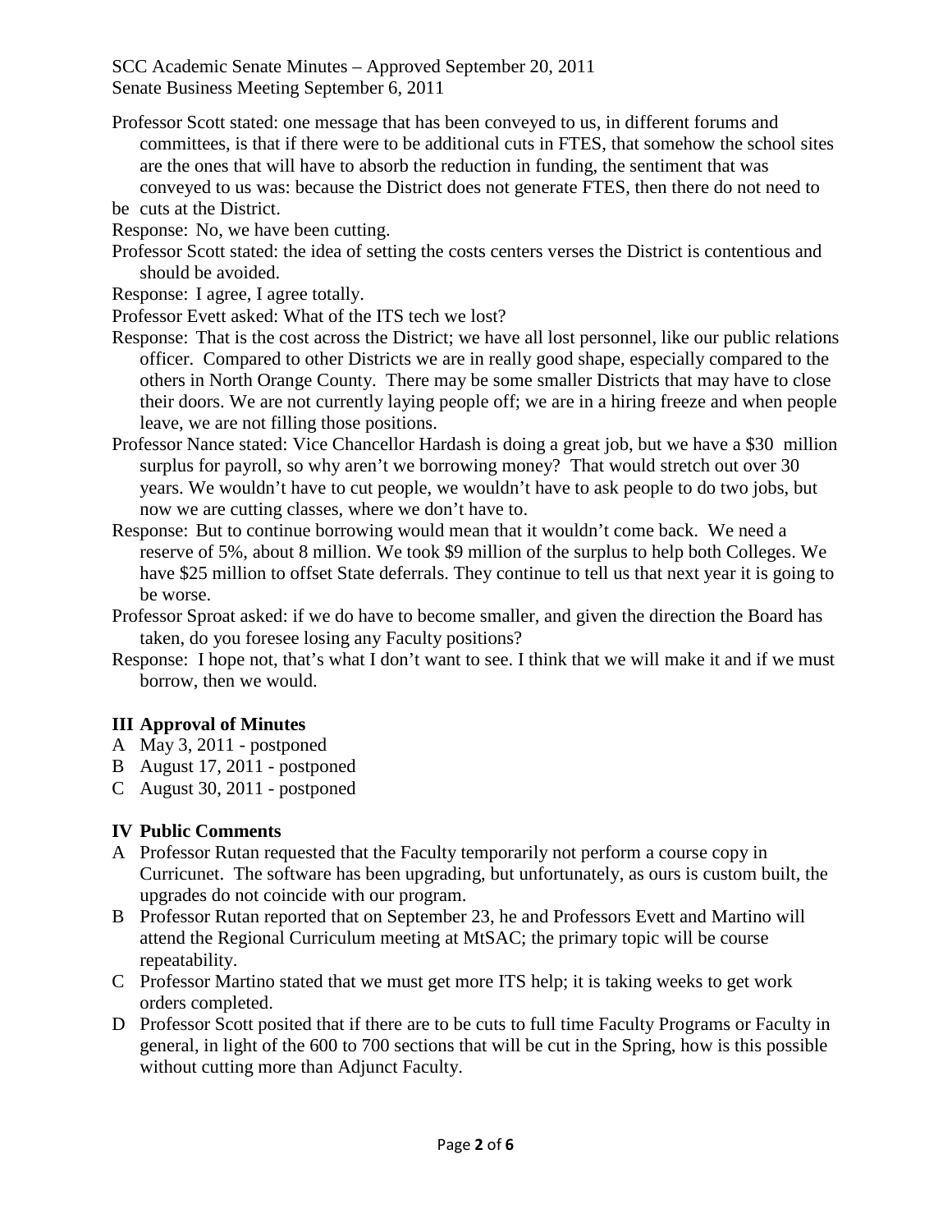Professor Scott stated: one message that has been conveyed to us, in different forums and committees, is that if there were to be additional cuts in FTES, that somehow the school sites are the ones that will have to absorb the reduction in funding, the sentiment that was conveyed to us was: because the District does not generate FTES, then there do not need to be cuts at the District.

Response: No, we have been cutting.

Professor Scott stated: the idea of setting the costs centers verses the District is contentious and should be avoided.

Response: I agree, I agree totally.

Professor Evett asked: What of the ITS tech we lost?

Response: That is the cost across the District; we have all lost personnel, like our public relations officer. Compared to other Districts we are in really good shape, especially compared to the others in North Orange County. There may be some smaller Districts that may have to close their doors. We are not currently laying people off; we are in a hiring freeze and when people leave, we are not filling those positions.

Professor Nance stated: Vice Chancellor Hardash is doing a great job, but we have a $30 million surplus for payroll, so why aren't we borrowing money? That would stretch out over 30 years. We wouldn't have to cut people, we wouldn't have to ask people to do two jobs, but now we are cutting classes, where we don't have to.

Response: But to continue borrowing would mean that it wouldn't come back. We need a reserve of 5%, about 8 million. We took $9 million of the surplus to help both Colleges. We have $25 million to offset State deferrals. They continue to tell us that next year it is going to be worse.

Professor Sproat asked: if we do have to become smaller, and given the direction the Board has taken, do you foresee losing any Faculty positions?

Response: I hope not, that's what I don't want to see. I think that we will make it and if we must borrow, then we would.

## III Approval of Minutes

A May 3, 2011 - postponed
B August 17, 2011 - postponed
C August 30, 2011 - postponed

## IV Public Comments

A Professor Rutan requested that the Faculty temporarily not perform a course copy in Curricunet. The software has been upgrading, but unfortunately, as ours is custom built, the upgrades do not coincide with our program.

B Professor Rutan reported that on September 23, he and Professors Evett and Martino will attend the Regional Curriculum meeting at MtSAC; the primary topic will be course repeatability.

C Professor Martino stated that we must get more ITS help; it is taking weeks to get work orders completed.

D Professor Scott posited that if there are to be cuts to full time Faculty Programs or Faculty in general, in light of the 600 to 700 sections that will be cut in the Spring, how is this possible without cutting more than Adjunct Faculty.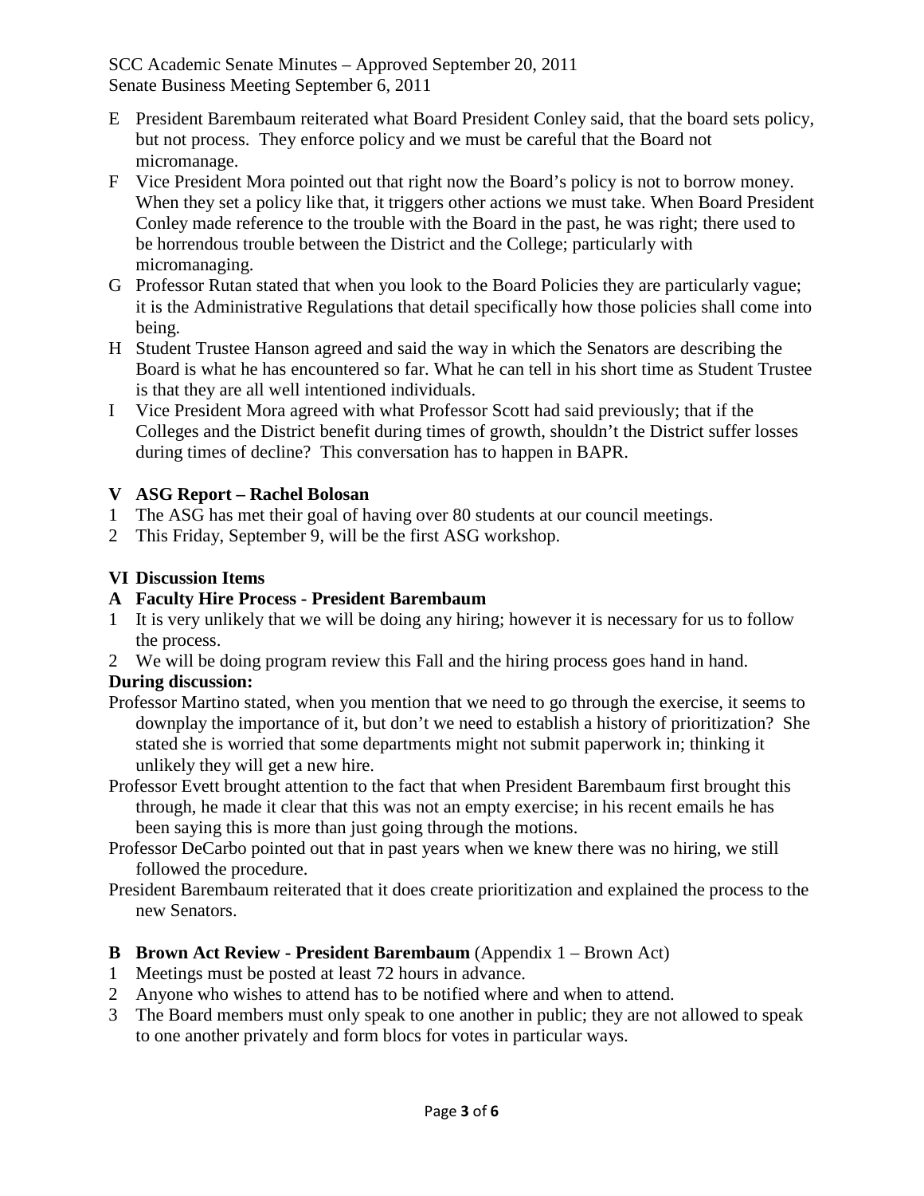E President Barembaum reiterated what Board President Conley said, that the board sets policy, but not process. They enforce policy and we must be careful that the Board not micromanage.

F Vice President Mora pointed out that right now the Board's policy is not to borrow money. When they set a policy like that, it triggers other actions we must take. When Board President Conley made reference to the trouble with the Board in the past, he was right; there used to be horrendous trouble between the District and the College; particularly with micromanaging.

G Professor Rutan stated that when you look to the Board Policies they are particularly vague; it is the Administrative Regulations that detail specifically how those policies shall come into being.

H Student Trustee Hanson agreed and said the way in which the Senators are describing the Board is what he has encountered so far. What he can tell in his short time as Student Trustee is that they are all well intentioned individuals.

I Vice President Mora agreed with what Professor Scott had said previously; that if the Colleges and the District benefit during times of growth, shouldn't the District suffer losses during times of decline? This conversation has to happen in BAPR.

## V ASG Report – Rachel Bolosan

1 The ASG has met their goal of having over 80 students at our council meetings.

2 This Friday, September 9, will be the first ASG workshop.

## VI Discussion Items

### A Faculty Hire Process - President Barembaum

1 It is very unlikely that we will be doing any hiring; however it is necessary for us to follow the process.

2 We will be doing program review this Fall and the hiring process goes hand in hand.

**During discussion:**

Professor Martino stated, when you mention that we need to go through the exercise, it seems to downplay the importance of it, but don't we need to establish a history of prioritization? She stated she is worried that some departments might not submit paperwork in; thinking it unlikely they will get a new hire.

Professor Evett brought attention to the fact that when President Barembaum first brought this through, he made it clear that this was not an empty exercise; in his recent emails he has been saying this is more than just going through the motions.

Professor DeCarbo pointed out that in past years when we knew there was no hiring, we still followed the procedure.

President Barembaum reiterated that it does create prioritization and explained the process to the new Senators.

### B Brown Act Review - President Barembaum (Appendix 1 – Brown Act)

1 Meetings must be posted at least 72 hours in advance.

2 Anyone who wishes to attend has to be notified where and when to attend.

3 The Board members must only speak to one another in public; they are not allowed to speak to one another privately and form blocs for votes in particular ways.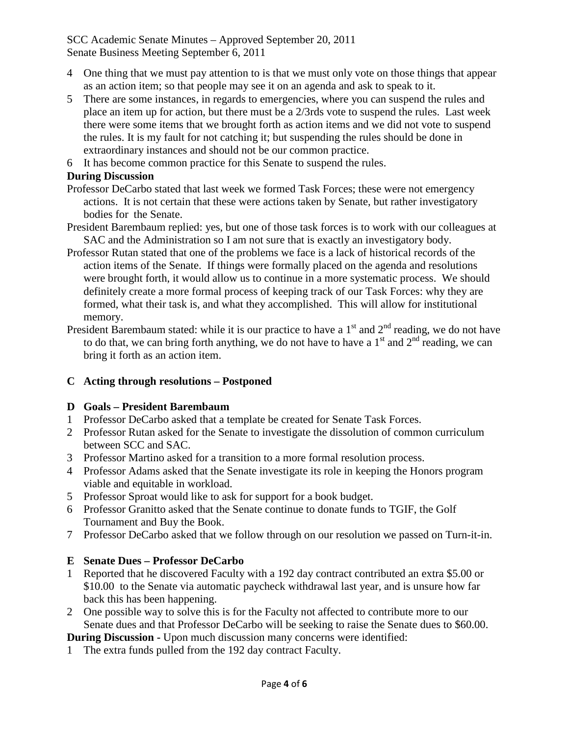4 One thing that we must pay attention to is that we must only vote on those things that appear as an action item; so that people may see it on an agenda and ask to speak to it.

5 There are some instances, in regards to emergencies, where you can suspend the rules and place an item up for action, but there must be a 2/3rds vote to suspend the rules. Last week there were some items that we brought forth as action items and we did not vote to suspend the rules. It is my fault for not catching it; but suspending the rules should be done in extraordinary instances and should not be our common practice.

6 It has become common practice for this Senate to suspend the rules.

**During Discussion**

Professor DeCarbo stated that last week we formed Task Forces; these were not emergency actions. It is not certain that these were actions taken by Senate, but rather investigatory bodies for the Senate.

President Barembaum replied: yes, but one of those task forces is to work with our colleagues at SAC and the Administration so I am not sure that is exactly an investigatory body.

Professor Rutan stated that one of the problems we face is a lack of historical records of the action items of the Senate. If things were formally placed on the agenda and resolutions were brought forth, it would allow us to continue in a more systematic process. We should definitely create a more formal process of keeping track of our Task Forces: why they are formed, what their task is, and what they accomplished. This will allow for institutional memory.

President Barembaum stated: while it is our practice to have a 1st and 2nd reading, we do not have to do that, we can bring forth anything, we do not have to have a 1st and 2nd reading, we can bring it forth as an action item.

## C Acting through resolutions – Postponed

## D Goals – President Barembaum

1 Professor DeCarbo asked that a template be created for Senate Task Forces.

2 Professor Rutan asked for the Senate to investigate the dissolution of common curriculum between SCC and SAC.

3 Professor Martino asked for a transition to a more formal resolution process.

4 Professor Adams asked that the Senate investigate its role in keeping the Honors program viable and equitable in workload.

5 Professor Sproat would like to ask for support for a book budget.

6 Professor Granitto asked that the Senate continue to donate funds to TGIF, the Golf Tournament and Buy the Book.

7 Professor DeCarbo asked that we follow through on our resolution we passed on Turn-it-in.

## E Senate Dues – Professor DeCarbo

1 Reported that he discovered Faculty with a 192 day contract contributed an extra \$5.00 or \$10.00 to the Senate via automatic paycheck withdrawal last year, and is unsure how far back this has been happening.

2 One possible way to solve this is for the Faculty not affected to contribute more to our Senate dues and that Professor DeCarbo will be seeking to raise the Senate dues to \$60.00.

**During Discussion** - Upon much discussion many concerns were identified:

1 The extra funds pulled from the 192 day contract Faculty.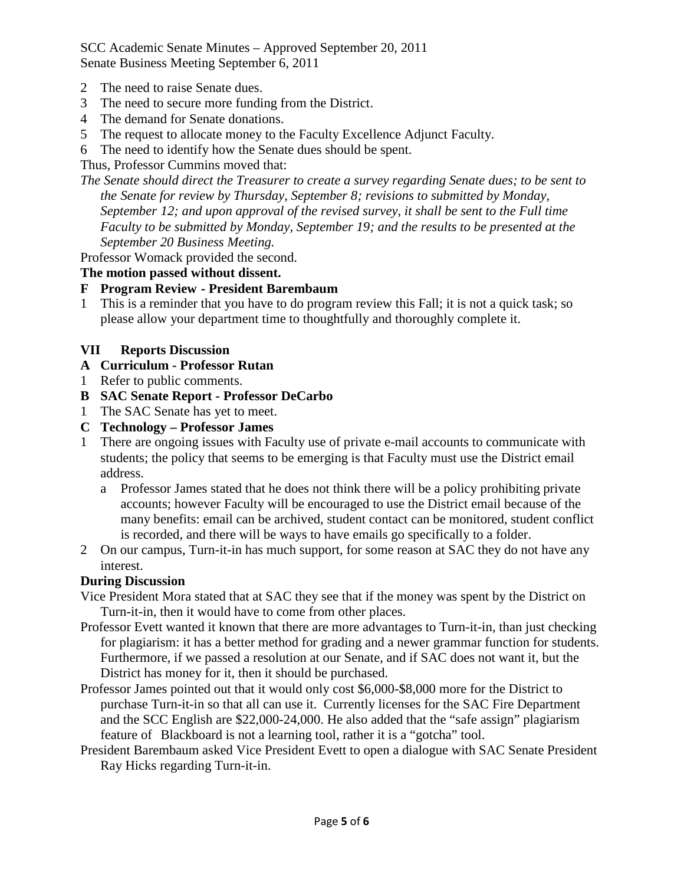2 The need to raise Senate dues.
3 The need to secure more funding from the District.
4 The demand for Senate donations.
5 The request to allocate money to the Faculty Excellence Adjunct Faculty.
6 The need to identify how the Senate dues should be spent.

Thus, Professor Cummins moved that:

*The Senate should direct the Treasurer to create a survey regarding Senate dues; to be sent to the Senate for review by Thursday, September 8; revisions to submitted by Monday, September 12; and upon approval of the revised survey, it shall be sent to the Full time Faculty to be submitted by Monday, September 19; and the results to be presented at the September 20 Business Meeting.*

Professor Womack provided the second.

**The motion passed without dissent.**

**F Program Review - President Barembaum**

1 This is a reminder that you have to do program review this Fall; it is not a quick task; so please allow your department time to thoughtfully and thoroughly complete it.

## VII Reports Discussion

**A Curriculum - Professor Rutan**

1 Refer to public comments.

**B SAC Senate Report - Professor DeCarbo**

1 The SAC Senate has yet to meet.

**C Technology – Professor James**

1 There are ongoing issues with Faculty use of private e-mail accounts to communicate with students; the policy that seems to be emerging is that Faculty must use the District email address.
   a Professor James stated that he does not think there will be a policy prohibiting private accounts; however Faculty will be encouraged to use the District email because of the many benefits: email can be archived, student contact can be monitored, student conflict is recorded, and there will be ways to have emails go specifically to a folder.
2 On our campus, Turn-it-in has much support, for some reason at SAC they do not have any interest.

**During Discussion**

Vice President Mora stated that at SAC they see that if the money was spent by the District on Turn-it-in, then it would have to come from other places.

Professor Evett wanted it known that there are more advantages to Turn-it-in, than just checking for plagiarism: it has a better method for grading and a newer grammar function for students. Furthermore, if we passed a resolution at our Senate, and if SAC does not want it, but the District has money for it, then it should be purchased.

Professor James pointed out that it would only cost $6,000-$8,000 more for the District to purchase Turn-it-in so that all can use it. Currently licenses for the SAC Fire Department and the SCC English are $22,000-24,000. He also added that the "safe assign" plagiarism feature of Blackboard is not a learning tool, rather it is a "gotcha" tool.

President Barembaum asked Vice President Evett to open a dialogue with SAC Senate President Ray Hicks regarding Turn-it-in.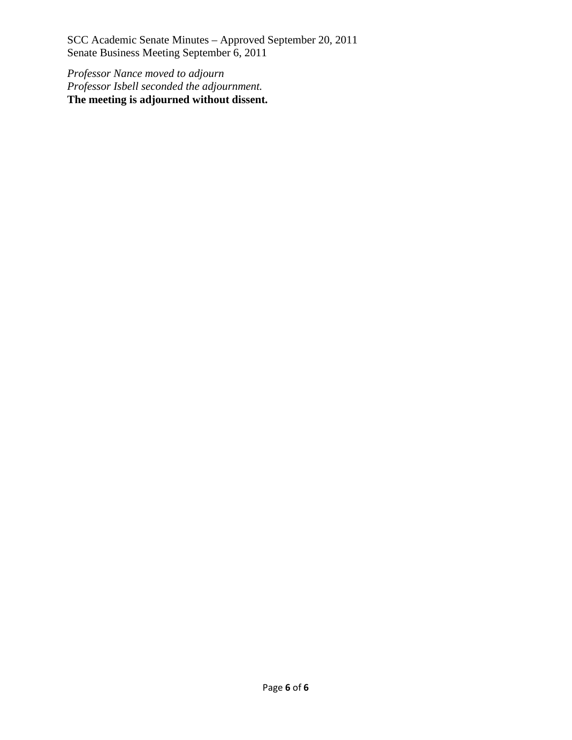*Professor Nance moved to adjourn*
*Professor Isbell seconded the adjournment.*
**The meeting is adjourned without dissent.**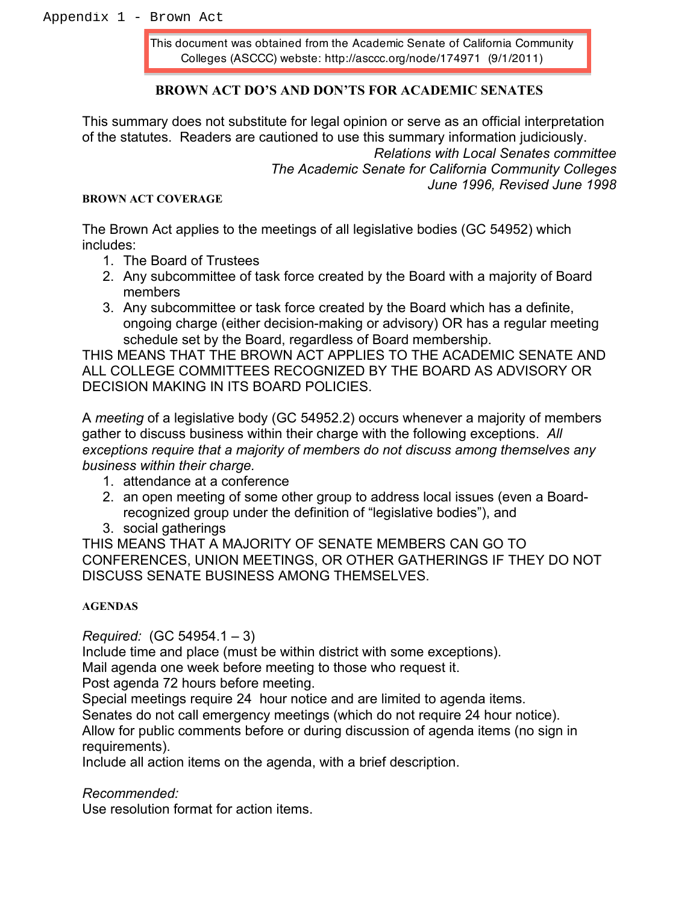Appendix 1 - Brown Act

This document was obtained from the Academic Senate of California Community Colleges (ASCCC) webste: http://asccc.org/node/174971 (9/1/2011)

## BROWN ACT DO'S AND DON'TS FOR ACADEMIC SENATES

This summary does not substitute for legal opinion or serve as an official interpretation of the statutes. Readers are cautioned to use this summary information judiciously.

*Relations with Local Senates committee*
*The Academic Senate for California Community Colleges*
*June 1996, Revised June 1998*

### BROWN ACT COVERAGE

The Brown Act applies to the meetings of all legislative bodies (GC 54952) which includes:

1. The Board of Trustees
2. Any subcommittee of task force created by the Board with a majority of Board members
3. Any subcommittee or task force created by the Board which has a definite, ongoing charge (either decision-making or advisory) OR has a regular meeting schedule set by the Board, regardless of Board membership.

THIS MEANS THAT THE BROWN ACT APPLIES TO THE ACADEMIC SENATE AND ALL COLLEGE COMMITTEES RECOGNIZED BY THE BOARD AS ADVISORY OR DECISION MAKING IN ITS BOARD POLICIES.

A *meeting* of a legislative body (GC 54952.2) occurs whenever a majority of members gather to discuss business within their charge with the following exceptions. *All exceptions require that a majority of members do not discuss among themselves any business within their charge.*

1. attendance at a conference
2. an open meeting of some other group to address local issues (even a Board-recognized group under the definition of "legislative bodies"), and
3. social gatherings

THIS MEANS THAT A MAJORITY OF SENATE MEMBERS CAN GO TO CONFERENCES, UNION MEETINGS, OR OTHER GATHERINGS IF THEY DO NOT DISCUSS SENATE BUSINESS AMONG THEMSELVES.

### AGENDAS

*Required:* (GC 54954.1 – 3)
Include time and place (must be within district with some exceptions).
Mail agenda one week before meeting to those who request it.
Post agenda 72 hours before meeting.
Special meetings require 24 hour notice and are limited to agenda items.
Senates do not call emergency meetings (which do not require 24 hour notice).
Allow for public comments before or during discussion of agenda items (no sign in requirements).
Include all action items on the agenda, with a brief description.

*Recommended:*
Use resolution format for action items.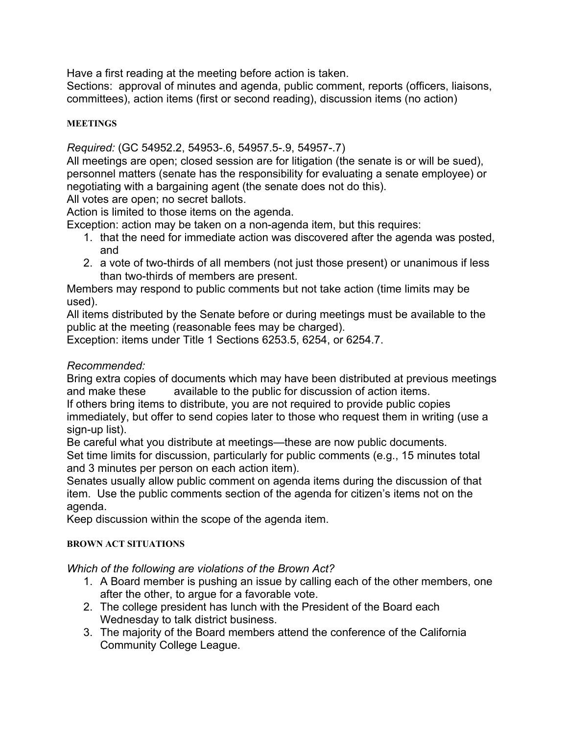Have a first reading at the meeting before action is taken.
Sections: approval of minutes and agenda, public comment, reports (officers, liaisons, committees), action items (first or second reading), discussion items (no action)

### MEETINGS

*Required:* (GC 54952.2, 54953-.6, 54957.5-.9, 54957-.7)
All meetings are open; closed session are for litigation (the senate is or will be sued), personnel matters (senate has the responsibility for evaluating a senate employee) or negotiating with a bargaining agent (the senate does not do this).
All votes are open; no secret ballots.
Action is limited to those items on the agenda.
Exception: action may be taken on a non-agenda item, but this requires:

1. that the need for immediate action was discovered after the agenda was posted, and
2. a vote of two-thirds of all members (not just those present) or unanimous if less than two-thirds of members are present.

Members may respond to public comments but not take action (time limits may be used).
All items distributed by the Senate before or during meetings must be available to the public at the meeting (reasonable fees may be charged).
Exception: items under Title 1 Sections 6253.5, 6254, or 6254.7.

*Recommended:*
Bring extra copies of documents which may have been distributed at previous meetings and make these available to the public for discussion of action items.
If others bring items to distribute, you are not required to provide public copies immediately, but offer to send copies later to those who request them in writing (use a sign-up list).
Be careful what you distribute at meetings—these are now public documents.
Set time limits for discussion, particularly for public comments (e.g., 15 minutes total and 3 minutes per person on each action item).
Senates usually allow public comment on agenda items during the discussion of that item. Use the public comments section of the agenda for citizen's items not on the agenda.
Keep discussion within the scope of the agenda item.

### BROWN ACT SITUATIONS

*Which of the following are violations of the Brown Act?*

1. A Board member is pushing an issue by calling each of the other members, one after the other, to argue for a favorable vote.
2. The college president has lunch with the President of the Board each Wednesday to talk district business.
3. The majority of the Board members attend the conference of the California Community College League.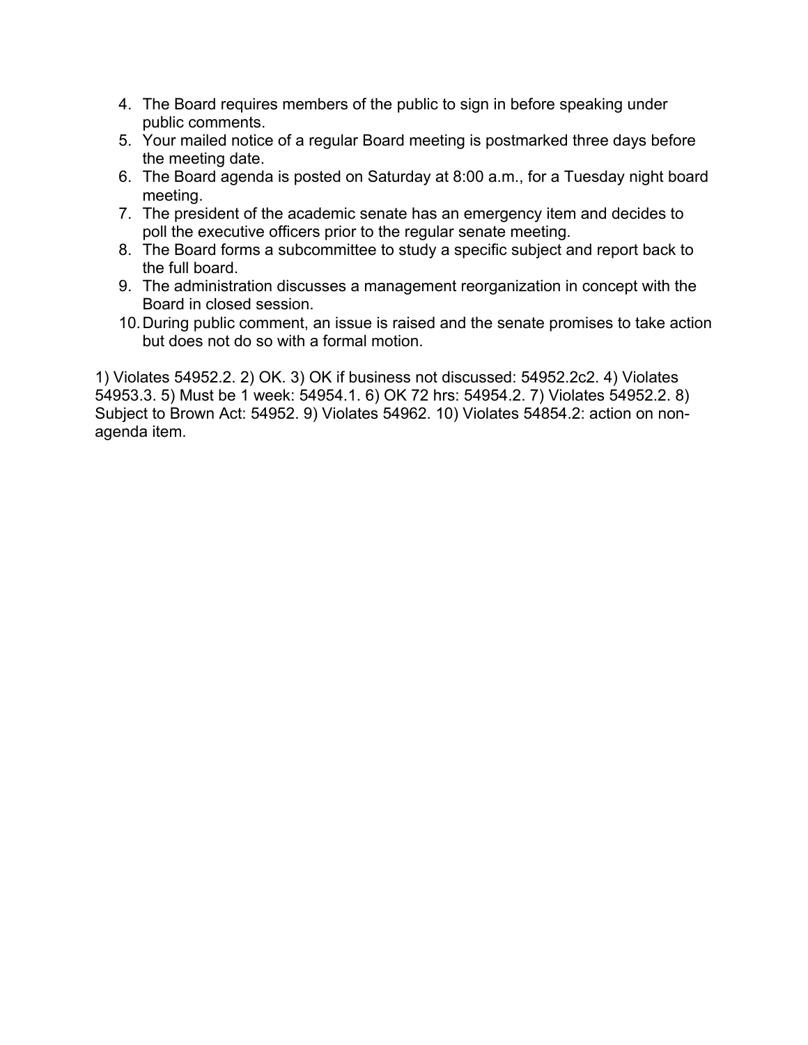4. The Board requires members of the public to sign in before speaking under public comments.
5. Your mailed notice of a regular Board meeting is postmarked three days before the meeting date.
6. The Board agenda is posted on Saturday at 8:00 a.m., for a Tuesday night board meeting.
7. The president of the academic senate has an emergency item and decides to poll the executive officers prior to the regular senate meeting.
8. The Board forms a subcommittee to study a specific subject and report back to the full board.
9. The administration discusses a management reorganization in concept with the Board in closed session.
10. During public comment, an issue is raised and the senate promises to take action but does not do so with a formal motion.

1) Violates 54952.2. 2) OK. 3) OK if business not discussed: 54952.2c2. 4) Violates 54953.3. 5) Must be 1 week: 54954.1. 6) OK 72 hrs: 54954.2. 7) Violates 54952.2. 8) Subject to Brown Act: 54952. 9) Violates 54962. 10) Violates 54854.2: action on non-agenda item.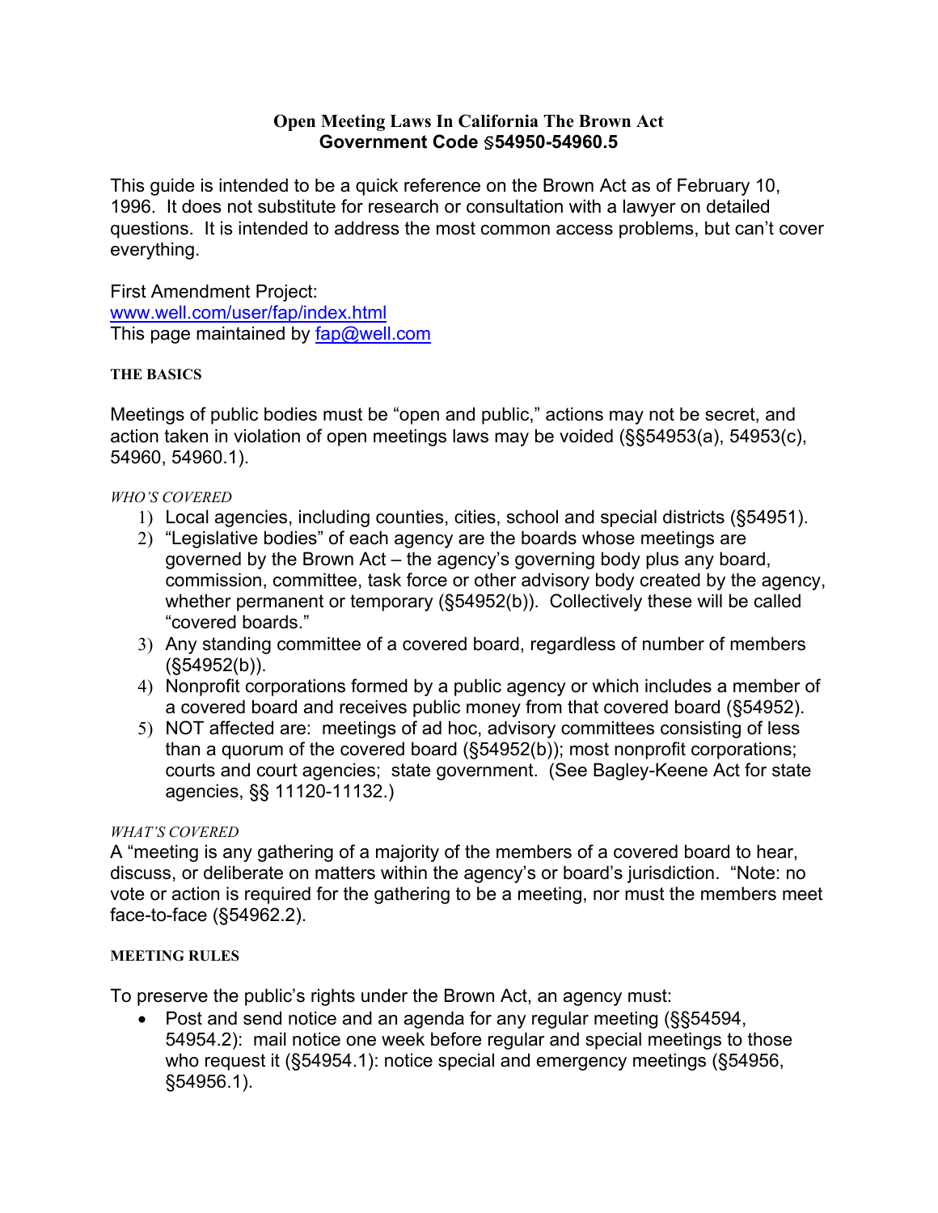# Open Meeting Laws In California The Brown Act
## Government Code §54950-54960.5

This guide is intended to be a quick reference on the Brown Act as of February 10, 1996. It does not substitute for research or consultation with a lawyer on detailed questions. It is intended to address the most common access problems, but can't cover everything.

First Amendment Project:
[www.well.com/user/fap/index.html](www.well.com/user/fap/index.html)
This page maintained by [fap@well.com](mailto:fap@well.com)

### THE BASICS

Meetings of public bodies must be "open and public," actions may not be secret, and action taken in violation of open meetings laws may be voided (§§54953(a), 54953(c), 54960, 54960.1).

*WHO'S COVERED*

1) Local agencies, including counties, cities, school and special districts (§54951).
2) "Legislative bodies" of each agency are the boards whose meetings are governed by the Brown Act – the agency's governing body plus any board, commission, committee, task force or other advisory body created by the agency, whether permanent or temporary (§54952(b)). Collectively these will be called "covered boards."
3) Any standing committee of a covered board, regardless of number of members (§54952(b)).
4) Nonprofit corporations formed by a public agency or which includes a member of a covered board and receives public money from that covered board (§54952).
5) NOT affected are: meetings of ad hoc, advisory committees consisting of less than a quorum of the covered board (§54952(b)); most nonprofit corporations; courts and court agencies; state government. (See Bagley-Keene Act for state agencies, §§ 11120-11132.)

*WHAT'S COVERED*

A "meeting is any gathering of a majority of the members of a covered board to hear, discuss, or deliberate on matters within the agency's or board's jurisdiction. "Note: no vote or action is required for the gathering to be a meeting, nor must the members meet face-to-face (§54962.2).

### MEETING RULES

To preserve the public's rights under the Brown Act, an agency must:

- Post and send notice and an agenda for any regular meeting (§§54594, 54954.2): mail notice one week before regular and special meetings to those who request it (§54954.1): notice special and emergency meetings (§54956, §54956.1).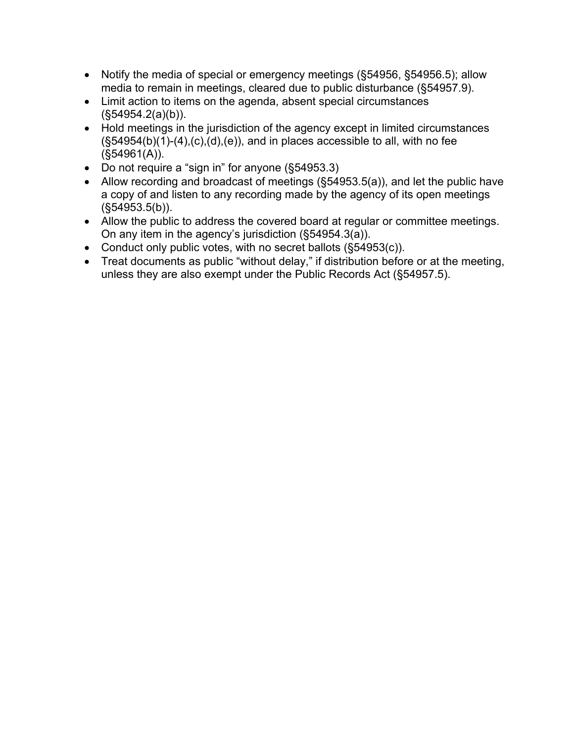- Notify the media of special or emergency meetings (§54956, §54956.5); allow media to remain in meetings, cleared due to public disturbance (§54957.9).
- Limit action to items on the agenda, absent special circumstances (§54954.2(a)(b)).
- Hold meetings in the jurisdiction of the agency except in limited circumstances (§54954(b)(1)-(4),(c),(d),(e)), and in places accessible to all, with no fee (§54961(A)).
- Do not require a "sign in" for anyone (§54953.3)
- Allow recording and broadcast of meetings (§54953.5(a)), and let the public have a copy of and listen to any recording made by the agency of its open meetings (§54953.5(b)).
- Allow the public to address the covered board at regular or committee meetings. On any item in the agency's jurisdiction (§54954.3(a)).
- Conduct only public votes, with no secret ballots (§54953(c)).
- Treat documents as public "without delay," if distribution before or at the meeting, unless they are also exempt under the Public Records Act (§54957.5).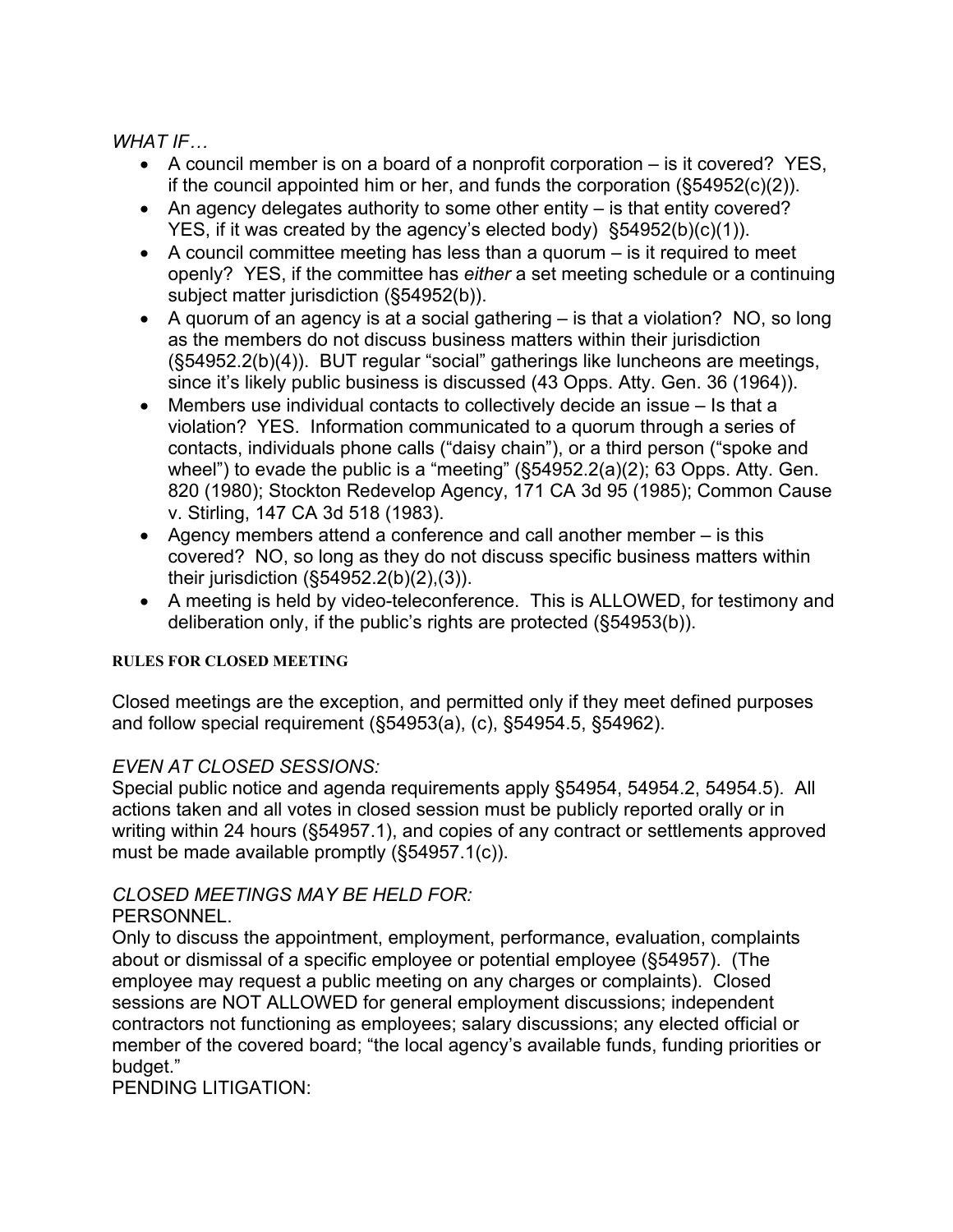*WHAT IF…*

- A council member is on a board of a nonprofit corporation – is it covered? YES, if the council appointed him or her, and funds the corporation (§54952(c)(2)).
- An agency delegates authority to some other entity – is that entity covered? YES, if it was created by the agency's elected body) §54952(b)(c)(1)).
- A council committee meeting has less than a quorum – is it required to meet openly? YES, if the committee has *either* a set meeting schedule or a continuing subject matter jurisdiction (§54952(b)).
- A quorum of an agency is at a social gathering – is that a violation? NO, so long as the members do not discuss business matters within their jurisdiction (§54952.2(b)(4)). BUT regular "social" gatherings like luncheons are meetings, since it's likely public business is discussed (43 Opps. Atty. Gen. 36 (1964)).
- Members use individual contacts to collectively decide an issue – Is that a violation? YES. Information communicated to a quorum through a series of contacts, individuals phone calls ("daisy chain"), or a third person ("spoke and wheel") to evade the public is a "meeting" (§54952.2(a)(2); 63 Opps. Atty. Gen. 820 (1980); Stockton Redevelop Agency, 171 CA 3d 95 (1985); Common Cause v. Stirling, 147 CA 3d 518 (1983).
- Agency members attend a conference and call another member – is this covered? NO, so long as they do not discuss specific business matters within their jurisdiction (§54952.2(b)(2),(3)).
- A meeting is held by video-teleconference. This is ALLOWED, for testimony and deliberation only, if the public's rights are protected (§54953(b)).

**RULES FOR CLOSED MEETING**

Closed meetings are the exception, and permitted only if they meet defined purposes and follow special requirement (§54953(a), (c), §54954.5, §54962).

*EVEN AT CLOSED SESSIONS:*

Special public notice and agenda requirements apply §54954, 54954.2, 54954.5). All actions taken and all votes in closed session must be publicly reported orally or in writing within 24 hours (§54957.1), and copies of any contract or settlements approved must be made available promptly (§54957.1(c)).

*CLOSED MEETINGS MAY BE HELD FOR:*

PERSONNEL.

Only to discuss the appointment, employment, performance, evaluation, complaints about or dismissal of a specific employee or potential employee (§54957). (The employee may request a public meeting on any charges or complaints). Closed sessions are NOT ALLOWED for general employment discussions; independent contractors not functioning as employees; salary discussions; any elected official or member of the covered board; "the local agency's available funds, funding priorities or budget."

PENDING LITIGATION: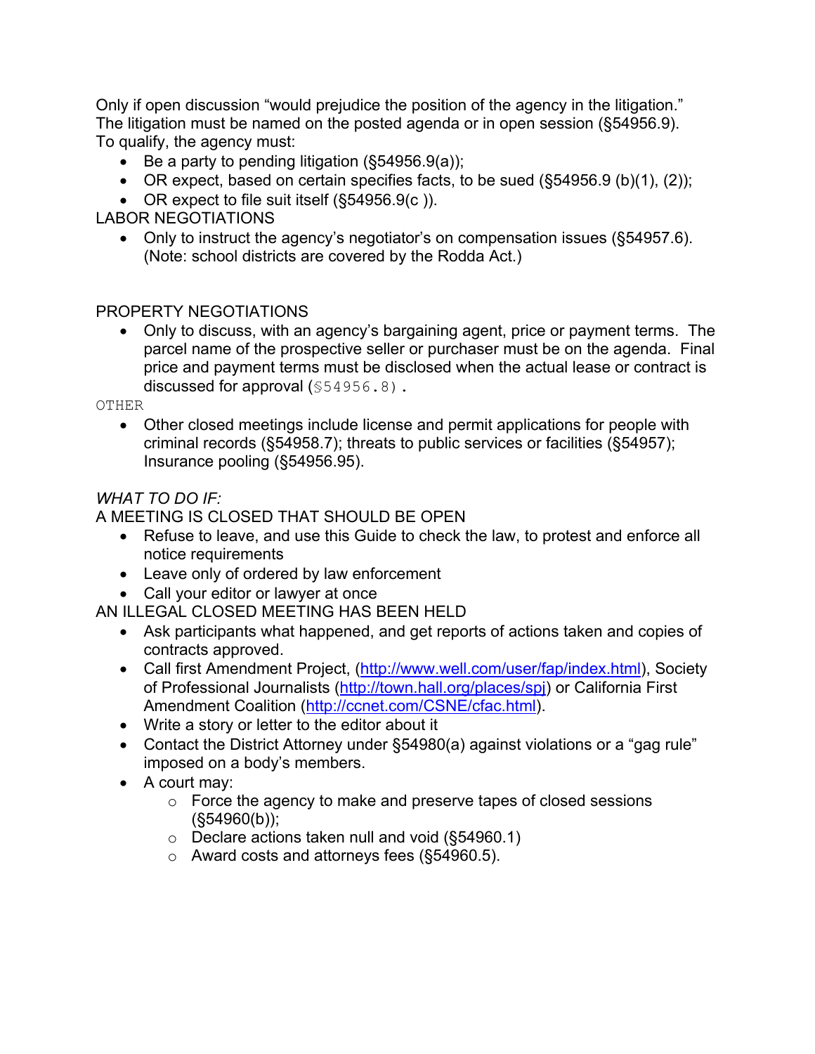Only if open discussion "would prejudice the position of the agency in the litigation." The litigation must be named on the posted agenda or in open session (§54956.9). To qualify, the agency must:

- Be a party to pending litigation (§54956.9(a));
- OR expect, based on certain specifies facts, to be sued (§54956.9 (b)(1), (2));
- OR expect to file suit itself (§54956.9(c )).

LABOR NEGOTIATIONS

- Only to instruct the agency's negotiator's on compensation issues (§54957.6). (Note: school districts are covered by the Rodda Act.)

PROPERTY NEGOTIATIONS

- Only to discuss, with an agency's bargaining agent, price or payment terms. The parcel name of the prospective seller or purchaser must be on the agenda. Final price and payment terms must be disclosed when the actual lease or contract is discussed for approval (§54956.8).

OTHER

- Other closed meetings include license and permit applications for people with criminal records (§54958.7); threats to public services or facilities (§54957); Insurance pooling (§54956.95).

*WHAT TO DO IF:*

A MEETING IS CLOSED THAT SHOULD BE OPEN

- Refuse to leave, and use this Guide to check the law, to protest and enforce all notice requirements
- Leave only of ordered by law enforcement
- Call your editor or lawyer at once

AN ILLEGAL CLOSED MEETING HAS BEEN HELD

- Ask participants what happened, and get reports of actions taken and copies of contracts approved.
- Call first Amendment Project, (http://www.well.com/user/fap/index.html), Society of Professional Journalists (http://town.hall.org/places/spj) or California First Amendment Coalition (http://ccnet.com/CSNE/cfac.html).
- Write a story or letter to the editor about it
- Contact the District Attorney under §54980(a) against violations or a "gag rule" imposed on a body's members.
- A court may:
  - Force the agency to make and preserve tapes of closed sessions (§54960(b));
  - Declare actions taken null and void (§54960.1)
  - Award costs and attorneys fees (§54960.5).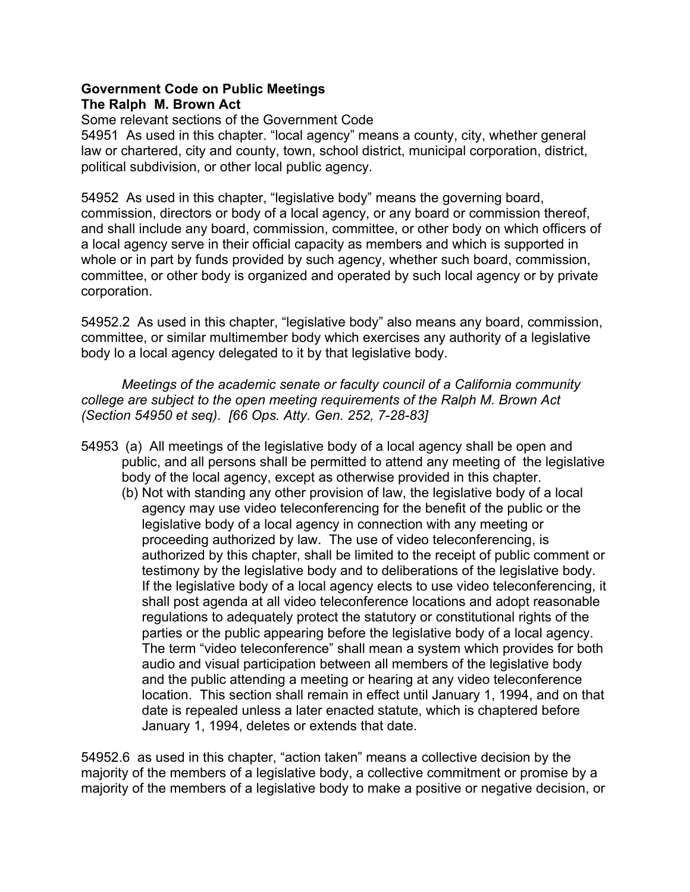**Government Code on Public Meetings**
**The Ralph M. Brown Act**

Some relevant sections of the Government Code

54951 As used in this chapter. “local agency” means a county, city, whether general law or chartered, city and county, town, school district, municipal corporation, district, political subdivision, or other local public agency.

54952 As used in this chapter, “legislative body” means the governing board, commission, directors or body of a local agency, or any board or commission thereof, and shall include any board, commission, committee, or other body on which officers of a local agency serve in their official capacity as members and which is supported in whole or in part by funds provided by such agency, whether such board, commission, committee, or other body is organized and operated by such local agency or by private corporation.

54952.2 As used in this chapter, “legislative body” also means any board, commission, committee, or similar multimember body which exercises any authority of a legislative body lo a local agency delegated to it by that legislative body.

*Meetings of the academic senate or faculty council of a California community college are subject to the open meeting requirements of the Ralph M. Brown Act (Section 54950 et seq). [66 Ops. Atty. Gen. 252, 7-28-83]*

54953 (a) All meetings of the legislative body of a local agency shall be open and public, and all persons shall be permitted to attend any meeting of the legislative body of the local agency, except as otherwise provided in this chapter.

(b) Not with standing any other provision of law, the legislative body of a local agency may use video teleconferencing for the benefit of the public or the legislative body of a local agency in connection with any meeting or proceeding authorized by law. The use of video teleconferencing, is authorized by this chapter, shall be limited to the receipt of public comment or testimony by the legislative body and to deliberations of the legislative body. If the legislative body of a local agency elects to use video teleconferencing, it shall post agenda at all video teleconference locations and adopt reasonable regulations to adequately protect the statutory or constitutional rights of the parties or the public appearing before the legislative body of a local agency. The term “video teleconference” shall mean a system which provides for both audio and visual participation between all members of the legislative body and the public attending a meeting or hearing at any video teleconference location. This section shall remain in effect until January 1, 1994, and on that date is repealed unless a later enacted statute, which is chaptered before January 1, 1994, deletes or extends that date.

54952.6 as used in this chapter, “action taken” means a collective decision by the majority of the members of a legislative body, a collective commitment or promise by a majority of the members of a legislative body to make a positive or negative decision, or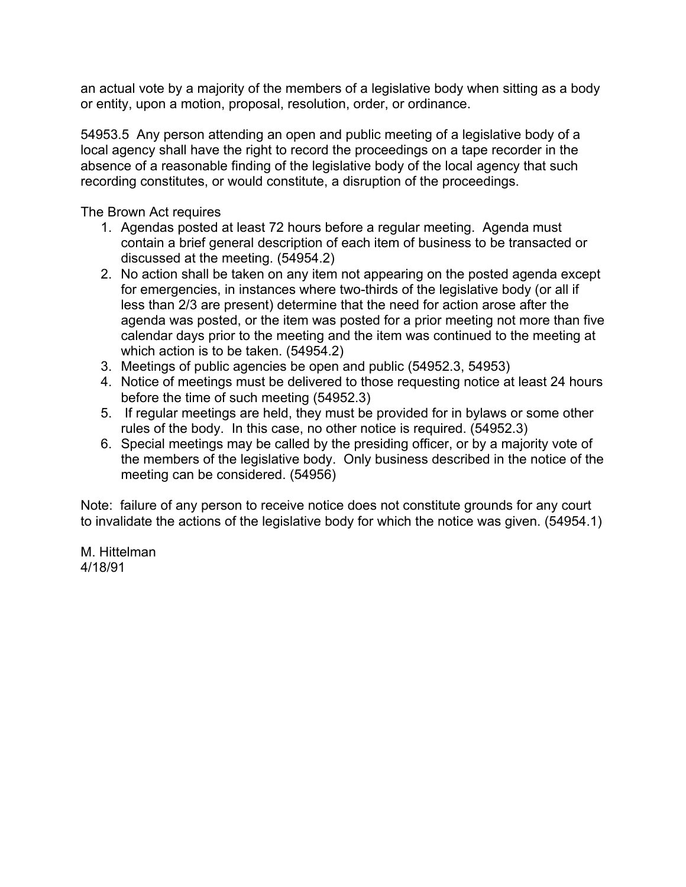an actual vote by a majority of the members of a legislative body when sitting as a body or entity, upon a motion, proposal, resolution, order, or ordinance.

54953.5 Any person attending an open and public meeting of a legislative body of a local agency shall have the right to record the proceedings on a tape recorder in the absence of a reasonable finding of the legislative body of the local agency that such recording constitutes, or would constitute, a disruption of the proceedings.

The Brown Act requires

1. Agendas posted at least 72 hours before a regular meeting. Agenda must contain a brief general description of each item of business to be transacted or discussed at the meeting. (54954.2)
2. No action shall be taken on any item not appearing on the posted agenda except for emergencies, in instances where two-thirds of the legislative body (or all if less than 2/3 are present) determine that the need for action arose after the agenda was posted, or the item was posted for a prior meeting not more than five calendar days prior to the meeting and the item was continued to the meeting at which action is to be taken. (54954.2)
3. Meetings of public agencies be open and public (54952.3, 54953)
4. Notice of meetings must be delivered to those requesting notice at least 24 hours before the time of such meeting (54952.3)
5. If regular meetings are held, they must be provided for in bylaws or some other rules of the body. In this case, no other notice is required. (54952.3)
6. Special meetings may be called by the presiding officer, or by a majority vote of the members of the legislative body. Only business described in the notice of the meeting can be considered. (54956)

Note: failure of any person to receive notice does not constitute grounds for any court to invalidate the actions of the legislative body for which the notice was given. (54954.1)

M. Hittelman
4/18/91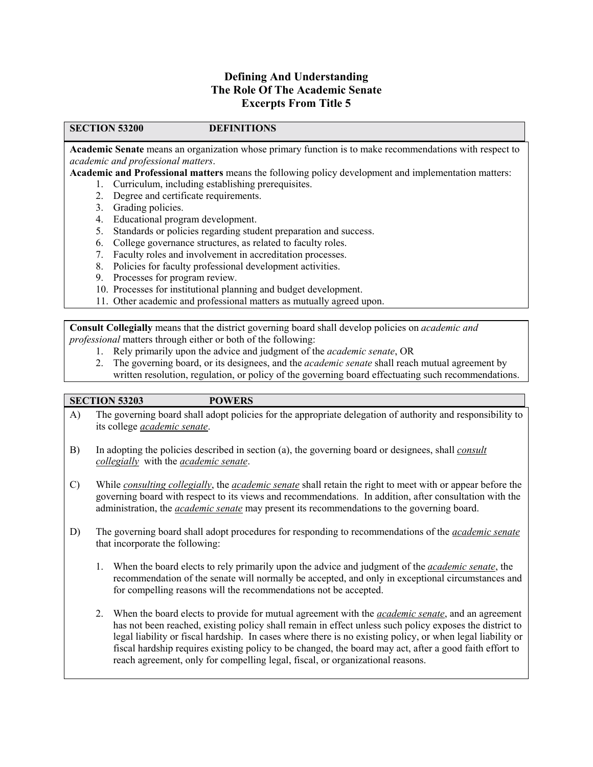# Defining And Understanding
# The Role Of The Academic Senate
# Excerpts From Title 5

## SECTION 53200 DEFINITIONS

**Academic Senate** means an organization whose primary function is to make recommendations with respect to *academic and professional matters*.

**Academic and Professional matters** means the following policy development and implementation matters:

1. Curriculum, including establishing prerequisites.
2. Degree and certificate requirements.
3. Grading policies.
4. Educational program development.
5. Standards or policies regarding student preparation and success.
6. College governance structures, as related to faculty roles.
7. Faculty roles and involvement in accreditation processes.
8. Policies for faculty professional development activities.
9. Processes for program review.
10. Processes for institutional planning and budget development.
11. Other academic and professional matters as mutually agreed upon.

**Consult Collegially** means that the district governing board shall develop policies on *academic and professional* matters through either or both of the following:

1. Rely primarily upon the advice and judgment of the *academic senate*, OR
2. The governing board, or its designees, and the *academic senate* shall reach mutual agreement by written resolution, regulation, or policy of the governing board effectuating such recommendations.

## SECTION 53203 POWERS

A) The governing board shall adopt policies for the appropriate delegation of authority and responsibility to its college *academic senate*.

B) In adopting the policies described in section (a), the governing board or designees, shall *consult collegially* with the *academic senate*.

C) While *consulting collegially*, the *academic senate* shall retain the right to meet with or appear before the governing board with respect to its views and recommendations. In addition, after consultation with the administration, the *academic senate* may present its recommendations to the governing board.

D) The governing board shall adopt procedures for responding to recommendations of the *academic senate* that incorporate the following:

1. When the board elects to rely primarily upon the advice and judgment of the *academic senate*, the recommendation of the senate will normally be accepted, and only in exceptional circumstances and for compelling reasons will the recommendations not be accepted.

2. When the board elects to provide for mutual agreement with the *academic senate*, and an agreement has not been reached, existing policy shall remain in effect unless such policy exposes the district to legal liability or fiscal hardship. In cases where there is no existing policy, or when legal liability or fiscal hardship requires existing policy to be changed, the board may act, after a good faith effort to reach agreement, only for compelling legal, fiscal, or organizational reasons.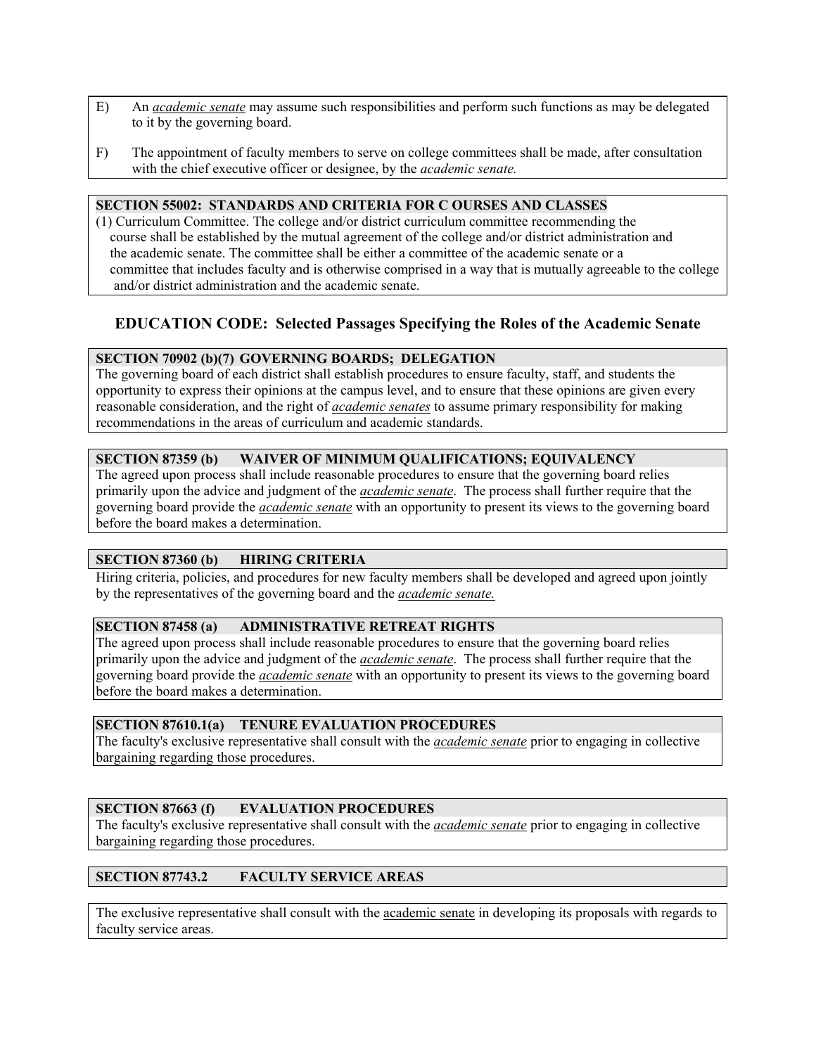E) An *academic senate* may assume such responsibilities and perform such functions as may be delegated to it by the governing board.

F) The appointment of faculty members to serve on college committees shall be made, after consultation with the chief executive officer or designee, by the *academic senate.*

**SECTION 55002: STANDARDS AND CRITERIA FOR C OURSES AND CLASSES**

(1) Curriculum Committee. The college and/or district curriculum committee recommending the course shall be established by the mutual agreement of the college and/or district administration and the academic senate. The committee shall be either a committee of the academic senate or a committee that includes faculty and is otherwise comprised in a way that is mutually agreeable to the college and/or district administration and the academic senate.

## EDUCATION CODE: Selected Passages Specifying the Roles of the Academic Senate

**SECTION 70902 (b)(7) GOVERNING BOARDS; DELEGATION**

The governing board of each district shall establish procedures to ensure faculty, staff, and students the opportunity to express their opinions at the campus level, and to ensure that these opinions are given every reasonable consideration, and the right of *academic senates* to assume primary responsibility for making recommendations in the areas of curriculum and academic standards.

**SECTION 87359 (b) WAIVER OF MINIMUM QUALIFICATIONS; EQUIVALENCY**

The agreed upon process shall include reasonable procedures to ensure that the governing board relies primarily upon the advice and judgment of the *academic senate*. The process shall further require that the governing board provide the *academic senate* with an opportunity to present its views to the governing board before the board makes a determination.

**SECTION 87360 (b) HIRING CRITERIA**

Hiring criteria, policies, and procedures for new faculty members shall be developed and agreed upon jointly by the representatives of the governing board and the *academic senate.*

**SECTION 87458 (a) ADMINISTRATIVE RETREAT RIGHTS**

The agreed upon process shall include reasonable procedures to ensure that the governing board relies primarily upon the advice and judgment of the *academic senate*. The process shall further require that the governing board provide the *academic senate* with an opportunity to present its views to the governing board before the board makes a determination.

**SECTION 87610.1(a) TENURE EVALUATION PROCEDURES**

The faculty's exclusive representative shall consult with the *academic senate* prior to engaging in collective bargaining regarding those procedures.

**SECTION 87663 (f) EVALUATION PROCEDURES**

The faculty's exclusive representative shall consult with the *academic senate* prior to engaging in collective bargaining regarding those procedures.

**SECTION 87743.2 FACULTY SERVICE AREAS**

The exclusive representative shall consult with the academic senate in developing its proposals with regards to faculty service areas.